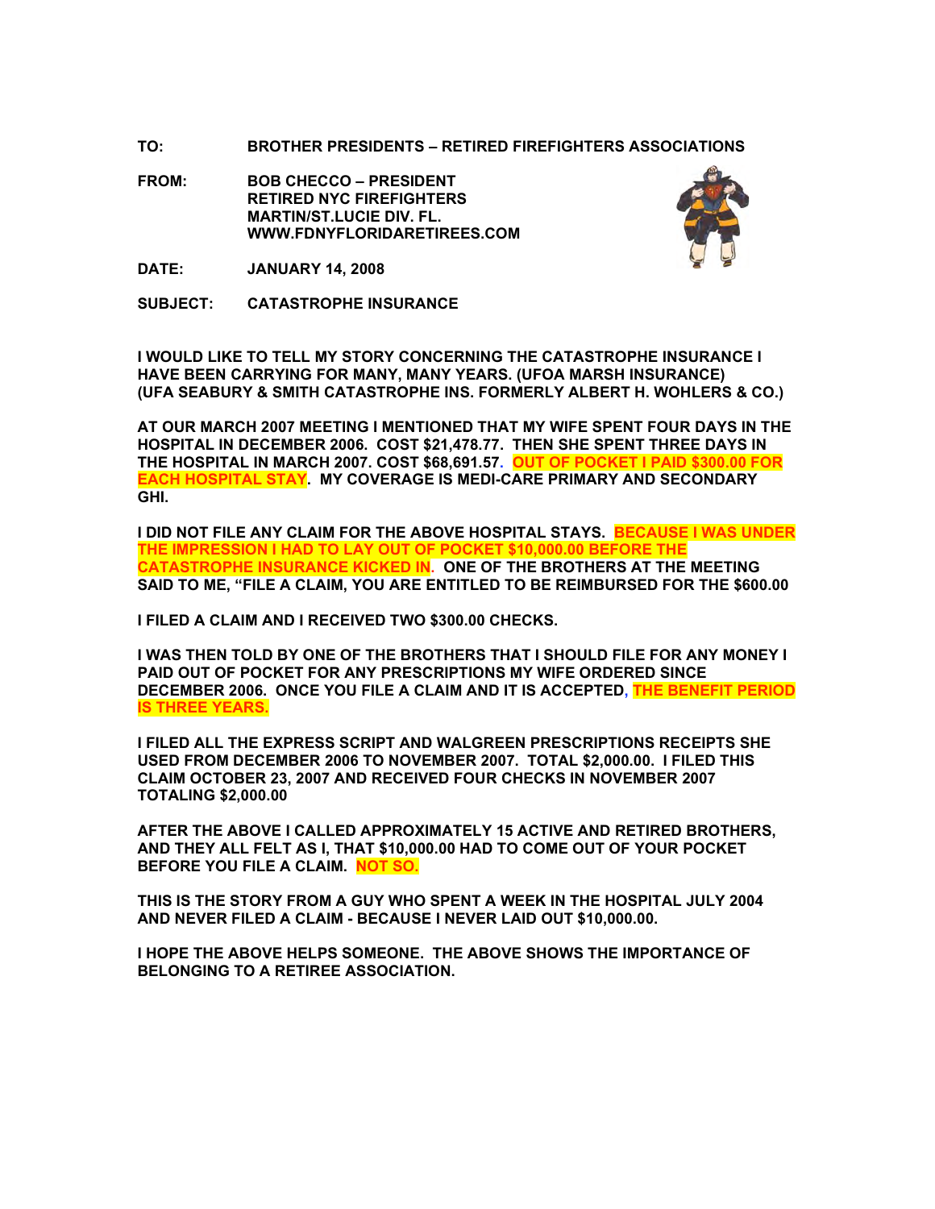**TO:** BROTHER PRESIDENTS – RETIRED FIREFIGHTERS ASSOCIATIONS

**FROM:** BOB CHECCO – PRESIDENT
RETIRED NYC FIREFIGHTERS
MARTIN/ST.LUCIE DIV. FL.
WWW.FDNYFLORIDARETIREES.COM

**DATE:** JANUARY 14, 2008

**SUBJECT:** CATASTROPHE INSURANCE

**I WOULD LIKE TO TELL MY STORY CONCERNING THE CATASTROPHE INSURANCE I HAVE BEEN CARRYING FOR MANY, MANY YEARS. (UFOA MARSH INSURANCE) (UFA SEABURY & SMITH CATASTROPHE INS. FORMERLY ALBERT H. WOHLERS & CO.)**

**AT OUR MARCH 2007 MEETING I MENTIONED THAT MY WIFE SPENT FOUR DAYS IN THE HOSPITAL IN DECEMBER 2006. COST $21,478.77. THEN SHE SPENT THREE DAYS IN THE HOSPITAL IN MARCH 2007. COST $68,691.57. OUT OF POCKET I PAID $300.00 FOR EACH HOSPITAL STAY. MY COVERAGE IS MEDI-CARE PRIMARY AND SECONDARY GHI.**

**I DID NOT FILE ANY CLAIM FOR THE ABOVE HOSPITAL STAYS. BECAUSE I WAS UNDER THE IMPRESSION I HAD TO LAY OUT OF POCKET $10,000.00 BEFORE THE CATASTROPHE INSURANCE KICKED IN. ONE OF THE BROTHERS AT THE MEETING SAID TO ME, "FILE A CLAIM, YOU ARE ENTITLED TO BE REIMBURSED FOR THE $600.00**

**I FILED A CLAIM AND I RECEIVED TWO $300.00 CHECKS.**

**I WAS THEN TOLD BY ONE OF THE BROTHERS THAT I SHOULD FILE FOR ANY MONEY I PAID OUT OF POCKET FOR ANY PRESCRIPTIONS MY WIFE ORDERED SINCE DECEMBER 2006. ONCE YOU FILE A CLAIM AND IT IS ACCEPTED, THE BENEFIT PERIOD IS THREE YEARS.**

**I FILED ALL THE EXPRESS SCRIPT AND WALGREEN PRESCRIPTIONS RECEIPTS SHE USED FROM DECEMBER 2006 TO NOVEMBER 2007. TOTAL $2,000.00. I FILED THIS CLAIM OCTOBER 23, 2007 AND RECEIVED FOUR CHECKS IN NOVEMBER 2007 TOTALING $2,000.00**

**AFTER THE ABOVE I CALLED APPROXIMATELY 15 ACTIVE AND RETIRED BROTHERS, AND THEY ALL FELT AS I, THAT $10,000.00 HAD TO COME OUT OF YOUR POCKET BEFORE YOU FILE A CLAIM. NOT SO.**

**THIS IS THE STORY FROM A GUY WHO SPENT A WEEK IN THE HOSPITAL JULY 2004 AND NEVER FILED A CLAIM - BECAUSE I NEVER LAID OUT $10,000.00.**

**I HOPE THE ABOVE HELPS SOMEONE. THE ABOVE SHOWS THE IMPORTANCE OF BELONGING TO A RETIREE ASSOCIATION.**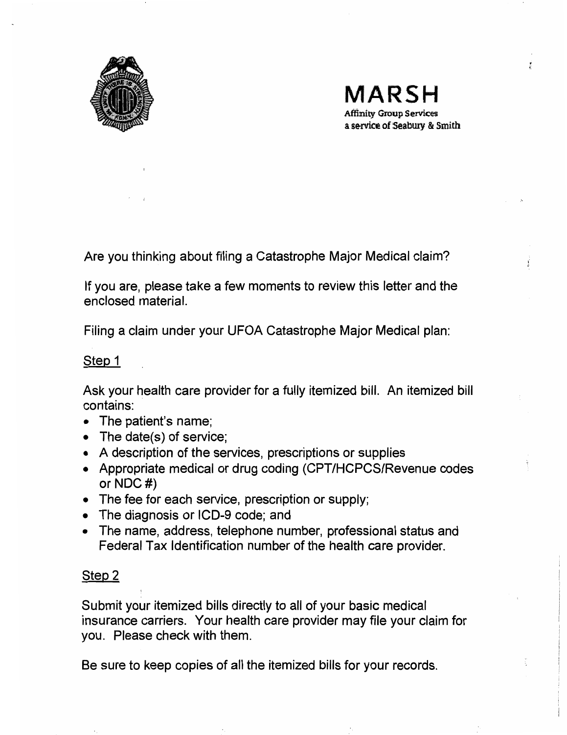MARSH

Affinity Group Services
a service of Seabury & Smith

Are you thinking about filing a Catastrophe Major Medical claim?

If you are, please take a few moments to review this letter and the enclosed material.

Filing a claim under your UFOA Catastrophe Major Medical plan:

<u>Step 1</u>

Ask your health care provider for a fully itemized bill. An itemized bill contains:

- The patient's name;
- The date(s) of service;
- A description of the services, prescriptions or supplies
- Appropriate medical or drug coding (CPT/HCPCS/Revenue codes or NDC #)
- The fee for each service, prescription or supply;
- The diagnosis or ICD-9 code; and
- The name, address, telephone number, professional status and Federal Tax Identification number of the health care provider.

<u>Step 2</u>

Submit your itemized bills directly to all of your basic medical insurance carriers. Your health care provider may file your claim for you. Please check with them.

Be sure to keep copies of all the itemized bills for your records.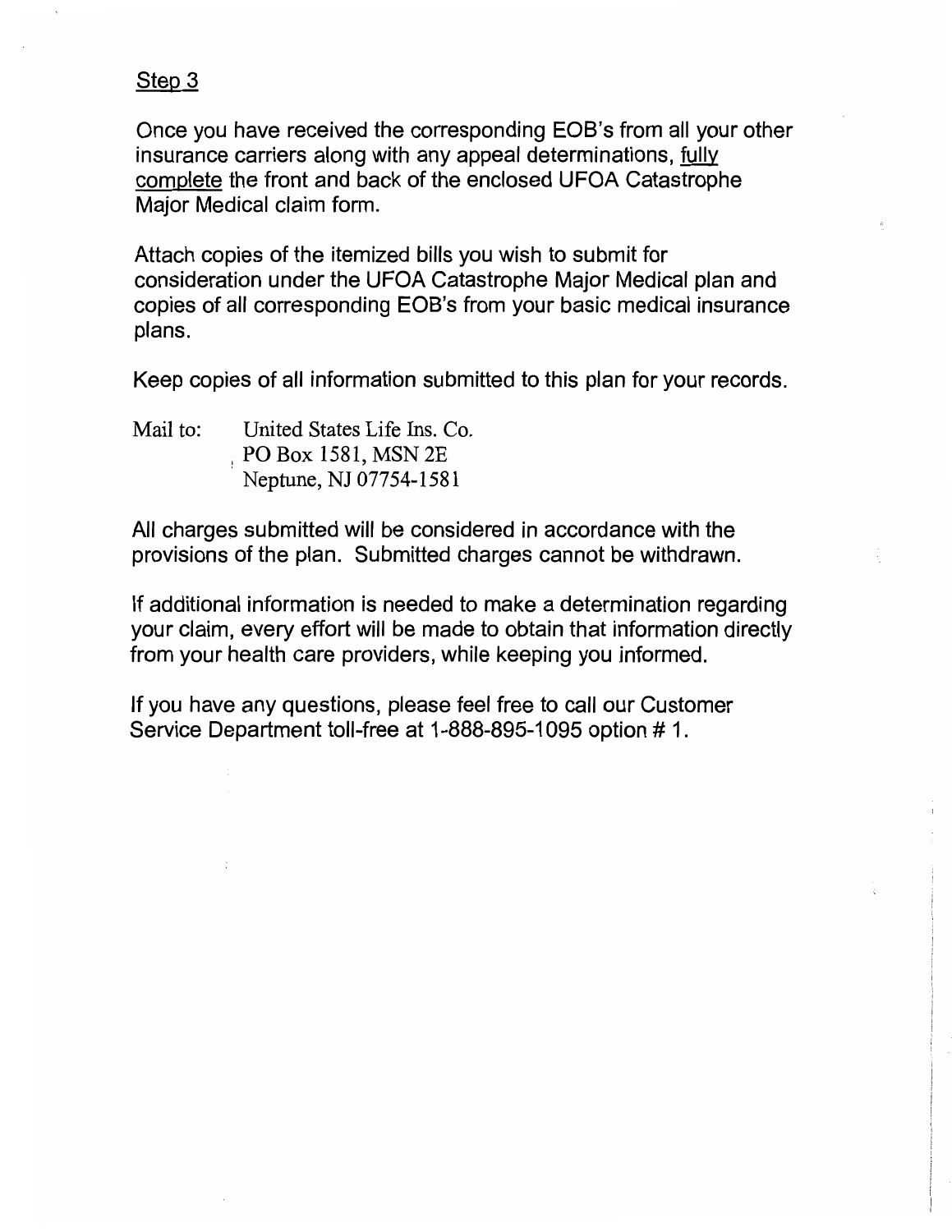## Step 3

Once you have received the corresponding EOB's from all your other insurance carriers along with any appeal determinations, fully complete the front and back of the enclosed UFOA Catastrophe Major Medical claim form.

Attach copies of the itemized bills you wish to submit for consideration under the UFOA Catastrophe Major Medical plan and copies of all corresponding EOB's from your basic medical insurance plans.

Keep copies of all information submitted to this plan for your records.

Mail to: United States Life Ins. Co.
PO Box 1581, MSN 2E
Neptune, NJ 07754-1581

All charges submitted will be considered in accordance with the provisions of the plan. Submitted charges cannot be withdrawn.

If additional information is needed to make a determination regarding your claim, every effort will be made to obtain that information directly from your health care providers, while keeping you informed.

If you have any questions, please feel free to call our Customer Service Department toll-free at 1-888-895-1095 option # 1.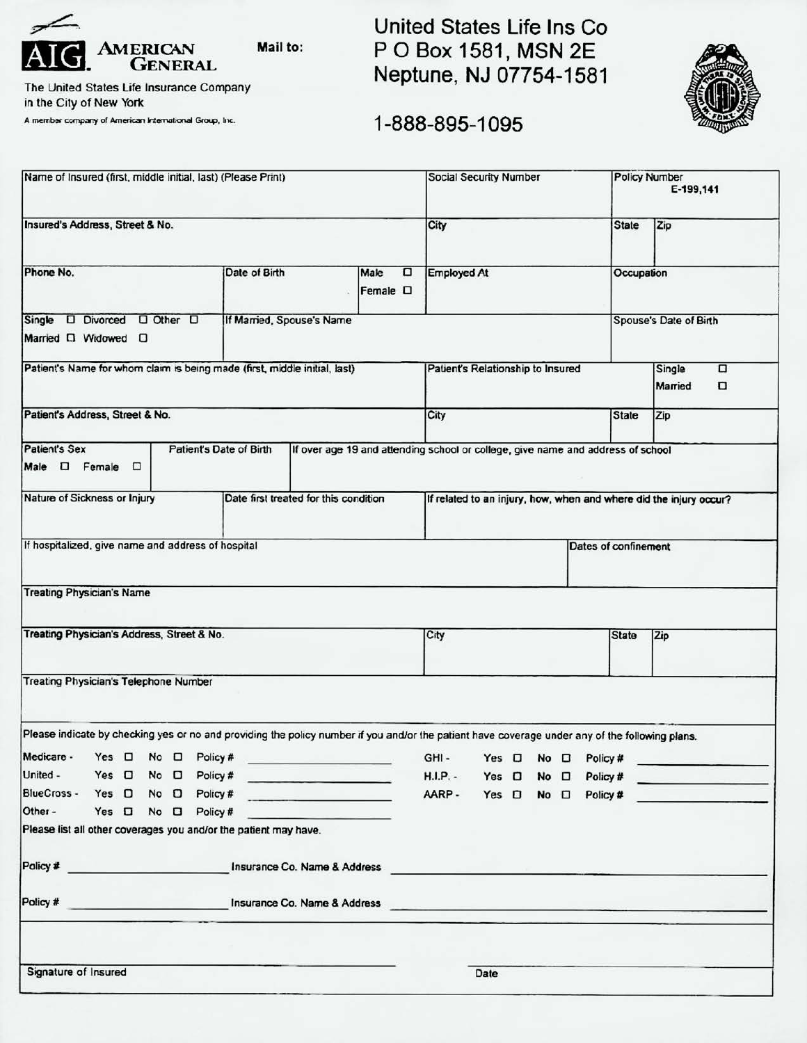AIG AMERICAN GENERAL

The United States Life Insurance Company in the City of New York

A member company of American International Group, Inc.

Mail to:

**United States Life Ins Co**
**P O Box 1581, MSN 2E**
**Neptune, NJ 07754-1581**

**1-888-895-1095**

| | | | | | |
|---|---|---|---|---|---|
| Name of Insured (first, middle initial, last) (Please Print) | | | Social Security Number | Policy Number E-199,141 | |
| Insured's Address, Street & No. | | | City | State | Zip |
| Phone No. | Date of Birth | Male ☐ Female ☐ | Employed At | Occupation | |
| Single ☐ Divorced ☐ Other ☐ Married ☐ Widowed ☐ | If Married, Spouse's Name | | | Spouse's Date of Birth | |
| Patient's Name for whom claim is being made (first, middle initial, last) | | | Patient's Relationship to Insured | | Single ☐ Married ☐ |
| Patient's Address, Street & No. | | | City | State | Zip |
| Patient's Sex Male ☐ Female ☐ | Patient's Date of Birth | If over age 19 and attending school or college, give name and address of school | | | |
| Nature of Sickness or Injury | Date first treated for this condition | | If related to an injury, how, when and where did the injury occur? | | |
| If hospitalized, give name and address of hospital | | | | Dates of confinement | |
| Treating Physician's Name | | | | | |
| Treating Physician's Address, Street & No. | | | City | State | Zip |
| Treating Physician's Telephone Number | | | | | |

Please indicate by checking yes or no and providing the policy number if you and/or the patient have coverage under any of the following plans.

Medicare - Yes ☐ No ☐ Policy # ______________ GHI - Yes ☐ No ☐ Policy # ______________

United - Yes ☐ No ☐ Policy # ______________ H.I.P. - Yes ☐ No ☐ Policy # ______________

BlueCross - Yes ☐ No ☐ Policy # ______________ AARP - Yes ☐ No ☐ Policy # ______________

Other - Yes ☐ No ☐ Policy # ______________

Please list all other coverages you and/or the patient may have.

Policy # ______________ Insurance Co. Name & Address ______________

Policy # ______________ Insurance Co. Name & Address ______________

Signature of Insured ______________ Date ______________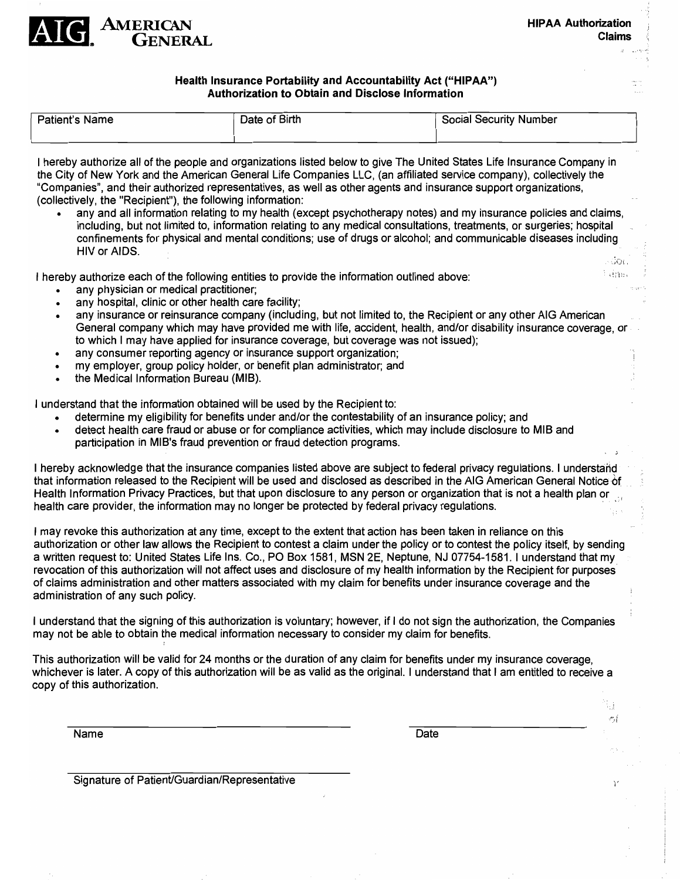AIG AMERICAN GENERAL

**HIPAA Authorization**
**Claims**

### Health Insurance Portability and Accountability Act ("HIPAA") Authorization to Obtain and Disclose Information

| Patient's Name | Date of Birth | Social Security Number |
|---|---|---|
| | | |

I hereby authorize all of the people and organizations listed below to give The United States Life Insurance Company in the City of New York and the American General Life Companies LLC, (an affiliated service company), collectively the "Companies", and their authorized representatives, as well as other agents and insurance support organizations, (collectively, the "Recipient"), the following information:

- any and all information relating to my health (except psychotherapy notes) and my insurance policies and claims, including, but not limited to, information relating to any medical consultations, treatments, or surgeries; hospital confinements for physical and mental conditions; use of drugs or alcohol; and communicable diseases including HIV or AIDS.

I hereby authorize each of the following entities to provide the information outlined above:

- any physician or medical practitioner;
- any hospital, clinic or other health care facility;
- any insurance or reinsurance company (including, but not limited to, the Recipient or any other AIG American General company which may have provided me with life, accident, health, and/or disability insurance coverage, or to which I may have applied for insurance coverage, but coverage was not issued);
- any consumer reporting agency or insurance support organization;
- my employer, group policy holder, or benefit plan administrator; and
- the Medical Information Bureau (MIB).

I understand that the information obtained will be used by the Recipient to:

- determine my eligibility for benefits under and/or the contestability of an insurance policy; and
- detect health care fraud or abuse or for compliance activities, which may include disclosure to MIB and participation in MIB's fraud prevention or fraud detection programs.

I hereby acknowledge that the insurance companies listed above are subject to federal privacy regulations. I understand that information released to the Recipient will be used and disclosed as described in the AIG American General Notice of Health Information Privacy Practices, but that upon disclosure to any person or organization that is not a health plan or health care provider, the information may no longer be protected by federal privacy regulations.

I may revoke this authorization at any time, except to the extent that action has been taken in reliance on this authorization or other law allows the Recipient to contest a claim under the policy or to contest the policy itself, by sending a written request to: United States Life Ins. Co., PO Box 1581, MSN 2E, Neptune, NJ 07754-1581. I understand that my revocation of this authorization will not affect uses and disclosure of my health information by the Recipient for purposes of claims administration and other matters associated with my claim for benefits under insurance coverage and the administration of any such policy.

I understand that the signing of this authorization is voluntary; however, if I do not sign the authorization, the Companies may not be able to obtain the medical information necessary to consider my claim for benefits.

This authorization will be valid for 24 months or the duration of any claim for benefits under my insurance coverage, whichever is later. A copy of this authorization will be as valid as the original. I understand that I am entitled to receive a copy of this authorization.

Name ______________________________ Date ______________________

Signature of Patient/Guardian/Representative ______________________________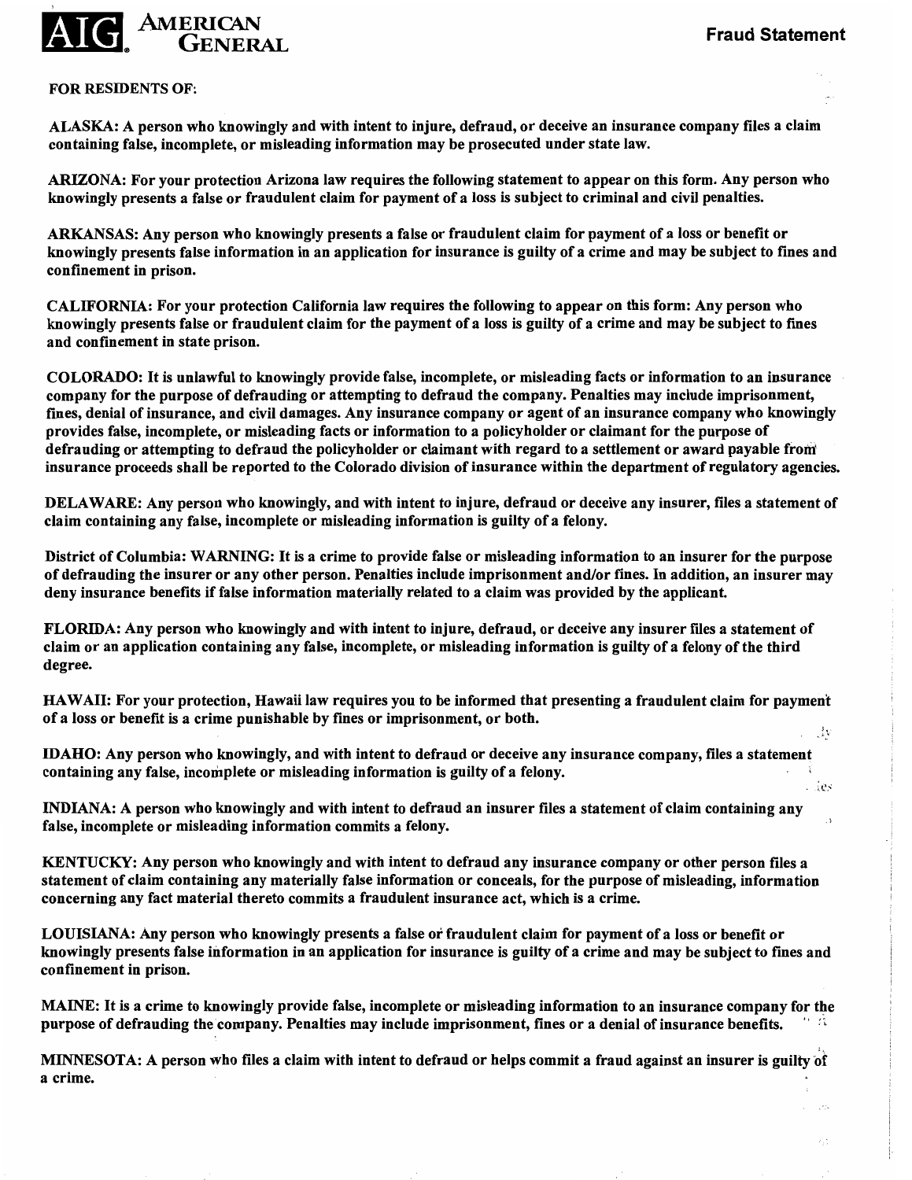# Fraud Statement

**FOR RESIDENTS OF:**

**ALASKA: A person who knowingly and with intent to injure, defraud, or deceive an insurance company files a claim containing false, incomplete, or misleading information may be prosecuted under state law.**

**ARIZONA: For your protection Arizona law requires the following statement to appear on this form. Any person who knowingly presents a false or fraudulent claim for payment of a loss is subject to criminal and civil penalties.**

**ARKANSAS: Any person who knowingly presents a false or fraudulent claim for payment of a loss or benefit or knowingly presents false information in an application for insurance is guilty of a crime and may be subject to fines and confinement in prison.**

**CALIFORNIA: For your protection California law requires the following to appear on this form: Any person who knowingly presents false or fraudulent claim for the payment of a loss is guilty of a crime and may be subject to fines and confinement in state prison.**

**COLORADO: It is unlawful to knowingly provide false, incomplete, or misleading facts or information to an insurance company for the purpose of defrauding or attempting to defraud the company. Penalties may include imprisonment, fines, denial of insurance, and civil damages. Any insurance company or agent of an insurance company who knowingly provides false, incomplete, or misleading facts or information to a policyholder or claimant for the purpose of defrauding or attempting to defraud the policyholder or claimant with regard to a settlement or award payable from insurance proceeds shall be reported to the Colorado division of insurance within the department of regulatory agencies.**

**DELAWARE: Any person who knowingly, and with intent to injure, defraud or deceive any insurer, files a statement of claim containing any false, incomplete or misleading information is guilty of a felony.**

**District of Columbia: WARNING: It is a crime to provide false or misleading information to an insurer for the purpose of defrauding the insurer or any other person. Penalties include imprisonment and/or fines. In addition, an insurer may deny insurance benefits if false information materially related to a claim was provided by the applicant.**

**FLORIDA: Any person who knowingly and with intent to injure, defraud, or deceive any insurer files a statement of claim or an application containing any false, incomplete, or misleading information is guilty of a felony of the third degree.**

**HAWAII: For your protection, Hawaii law requires you to be informed that presenting a fraudulent claim for payment of a loss or benefit is a crime punishable by fines or imprisonment, or both.**

**IDAHO: Any person who knowingly, and with intent to defraud or deceive any insurance company, files a statement containing any false, incomplete or misleading information is guilty of a felony.**

**INDIANA: A person who knowingly and with intent to defraud an insurer files a statement of claim containing any false, incomplete or misleading information commits a felony.**

**KENTUCKY: Any person who knowingly and with intent to defraud any insurance company or other person files a statement of claim containing any materially false information or conceals, for the purpose of misleading, information concerning any fact material thereto commits a fraudulent insurance act, which is a crime.**

**LOUISIANA: Any person who knowingly presents a false or fraudulent claim for payment of a loss or benefit or knowingly presents false information in an application for insurance is guilty of a crime and may be subject to fines and confinement in prison.**

**MAINE: It is a crime to knowingly provide false, incomplete or misleading information to an insurance company for the purpose of defrauding the company. Penalties may include imprisonment, fines or a denial of insurance benefits.**

**MINNESOTA: A person who files a claim with intent to defraud or helps commit a fraud against an insurer is guilty of a crime.**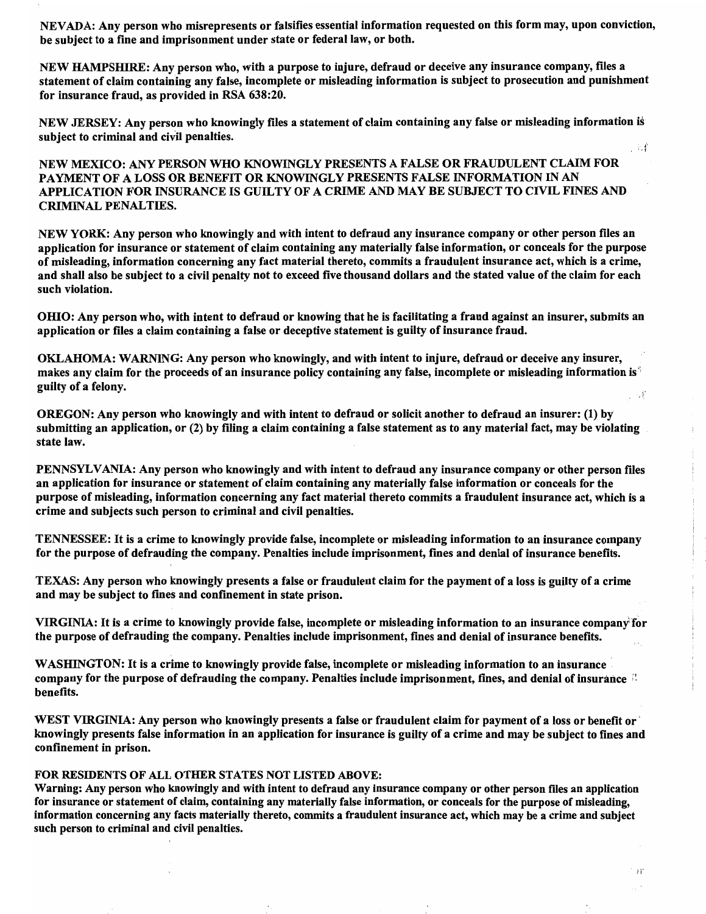**NEVADA: Any person who misrepresents or falsifies essential information requested on this form may, upon conviction, be subject to a fine and imprisonment under state or federal law, or both.**

**NEW HAMPSHIRE: Any person who, with a purpose to injure, defraud or deceive any insurance company, files a statement of claim containing any false, incomplete or misleading information is subject to prosecution and punishment for insurance fraud, as provided in RSA 638:20.**

**NEW JERSEY: Any person who knowingly files a statement of claim containing any false or misleading information is subject to criminal and civil penalties.**

**NEW MEXICO: ANY PERSON WHO KNOWINGLY PRESENTS A FALSE OR FRAUDULENT CLAIM FOR PAYMENT OF A LOSS OR BENEFIT OR KNOWINGLY PRESENTS FALSE INFORMATION IN AN APPLICATION FOR INSURANCE IS GUILTY OF A CRIME AND MAY BE SUBJECT TO CIVIL FINES AND CRIMINAL PENALTIES.**

**NEW YORK: Any person who knowingly and with intent to defraud any insurance company or other person files an application for insurance or statement of claim containing any materially false information, or conceals for the purpose of misleading, information concerning any fact material thereto, commits a fraudulent insurance act, which is a crime, and shall also be subject to a civil penalty not to exceed five thousand dollars and the stated value of the claim for each such violation.**

**OHIO: Any person who, with intent to defraud or knowing that he is facilitating a fraud against an insurer, submits an application or files a claim containing a false or deceptive statement is guilty of insurance fraud.**

**OKLAHOMA: WARNING: Any person who knowingly, and with intent to injure, defraud or deceive any insurer, makes any claim for the proceeds of an insurance policy containing any false, incomplete or misleading information is guilty of a felony.**

**OREGON: Any person who knowingly and with intent to defraud or solicit another to defraud an insurer: (1) by submitting an application, or (2) by filing a claim containing a false statement as to any material fact, may be violating state law.**

**PENNSYLVANIA: Any person who knowingly and with intent to defraud any insurance company or other person files an application for insurance or statement of claim containing any materially false information or conceals for the purpose of misleading, information concerning any fact material thereto commits a fraudulent insurance act, which is a crime and subjects such person to criminal and civil penalties.**

**TENNESSEE: It is a crime to knowingly provide false, incomplete or misleading information to an insurance company for the purpose of defrauding the company. Penalties include imprisonment, fines and denial of insurance benefits.**

**TEXAS: Any person who knowingly presents a false or fraudulent claim for the payment of a loss is guilty of a crime and may be subject to fines and confinement in state prison.**

**VIRGINIA: It is a crime to knowingly provide false, incomplete or misleading information to an insurance company for the purpose of defrauding the company. Penalties include imprisonment, fines and denial of insurance benefits.**

**WASHINGTON: It is a crime to knowingly provide false, incomplete or misleading information to an insurance company for the purpose of defrauding the company. Penalties include imprisonment, fines, and denial of insurance benefits.**

**WEST VIRGINIA: Any person who knowingly presents a false or fraudulent claim for payment of a loss or benefit or knowingly presents false information in an application for insurance is guilty of a crime and may be subject to fines and confinement in prison.**

**FOR RESIDENTS OF ALL OTHER STATES NOT LISTED ABOVE:**
**Warning: Any person who knowingly and with intent to defraud any insurance company or other person files an application for insurance or statement of claim, containing any materially false information, or conceals for the purpose of misleading, information concerning any facts materially thereto, commits a fraudulent insurance act, which may be a crime and subject such person to criminal and civil penalties.**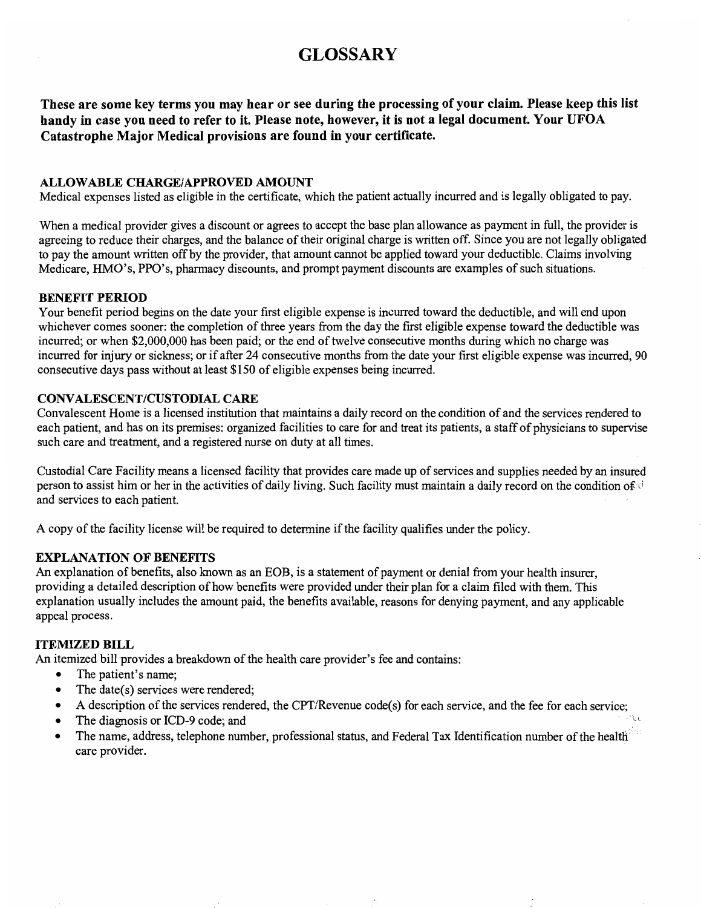# GLOSSARY

**These are some key terms you may hear or see during the processing of your claim. Please keep this list handy in case you need to refer to it. Please note, however, it is not a legal document. Your UFOA Catastrophe Major Medical provisions are found in your certificate.**

### ALLOWABLE CHARGE/APPROVED AMOUNT

Medical expenses listed as eligible in the certificate, which the patient actually incurred and is legally obligated to pay.

When a medical provider gives a discount or agrees to accept the base plan allowance as payment in full, the provider is agreeing to reduce their charges, and the balance of their original charge is written off. Since you are not legally obligated to pay the amount written off by the provider, that amount cannot be applied toward your deductible. Claims involving Medicare, HMO's, PPO's, pharmacy discounts, and prompt payment discounts are examples of such situations.

### BENEFIT PERIOD

Your benefit period begins on the date your first eligible expense is incurred toward the deductible, and will end upon whichever comes sooner: the completion of three years from the day the first eligible expense toward the deductible was incurred; or when $2,000,000 has been paid; or the end of twelve consecutive months during which no charge was incurred for injury or sickness; or if after 24 consecutive months from the date your first eligible expense was incurred, 90 consecutive days pass without at least $150 of eligible expenses being incurred.

### CONVALESCENT/CUSTODIAL CARE

Convalescent Home is a licensed institution that maintains a daily record on the condition of and the services rendered to each patient, and has on its premises: organized facilities to care for and treat its patients, a staff of physicians to supervise such care and treatment, and a registered nurse on duty at all times.

Custodial Care Facility means a licensed facility that provides care made up of services and supplies needed by an insured person to assist him or her in the activities of daily living. Such facility must maintain a daily record on the condition of and services to each patient.

A copy of the facility license will be required to determine if the facility qualifies under the policy.

### EXPLANATION OF BENEFITS

An explanation of benefits, also known as an EOB, is a statement of payment or denial from your health insurer, providing a detailed description of how benefits were provided under their plan for a claim filed with them. This explanation usually includes the amount paid, the benefits available, reasons for denying payment, and any applicable appeal process.

### ITEMIZED BILL

An itemized bill provides a breakdown of the health care provider's fee and contains:

- The patient's name;
- The date(s) services were rendered;
- A description of the services rendered, the CPT/Revenue code(s) for each service, and the fee for each service;
- The diagnosis or ICD-9 code; and
- The name, address, telephone number, professional status, and Federal Tax Identification number of the health care provider.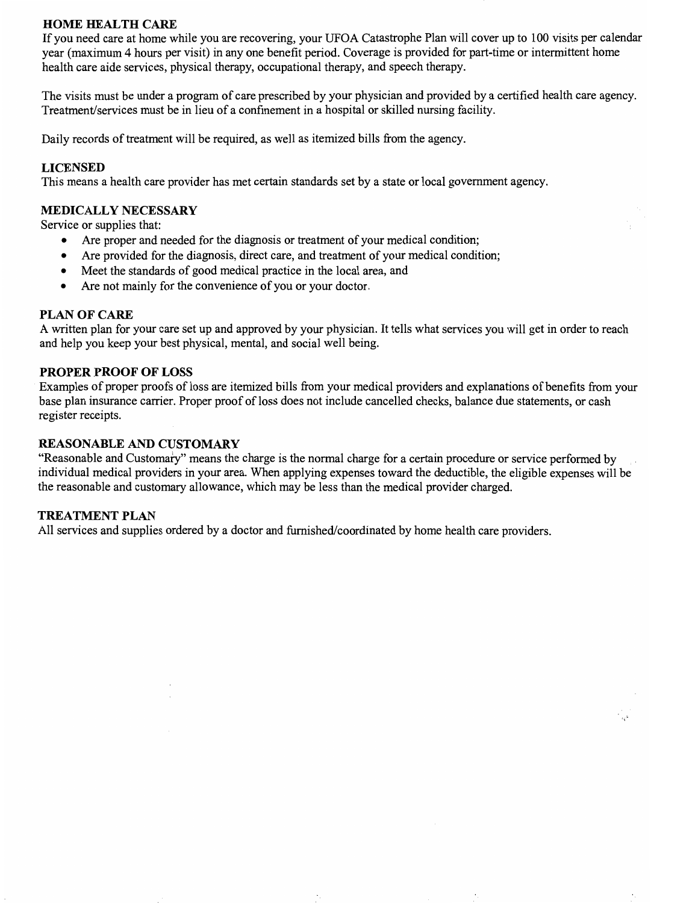### HOME HEALTH CARE

If you need care at home while you are recovering, your UFOA Catastrophe Plan will cover up to 100 visits per calendar year (maximum 4 hours per visit) in any one benefit period. Coverage is provided for part-time or intermittent home health care aide services, physical therapy, occupational therapy, and speech therapy.

The visits must be under a program of care prescribed by your physician and provided by a certified health care agency. Treatment/services must be in lieu of a confinement in a hospital or skilled nursing facility.

Daily records of treatment will be required, as well as itemized bills from the agency.

### LICENSED

This means a health care provider has met certain standards set by a state or local government agency.

### MEDICALLY NECESSARY

Service or supplies that:

- Are proper and needed for the diagnosis or treatment of your medical condition;
- Are provided for the diagnosis, direct care, and treatment of your medical condition;
- Meet the standards of good medical practice in the local area, and
- Are not mainly for the convenience of you or your doctor.

### PLAN OF CARE

A written plan for your care set up and approved by your physician. It tells what services you will get in order to reach and help you keep your best physical, mental, and social well being.

### PROPER PROOF OF LOSS

Examples of proper proofs of loss are itemized bills from your medical providers and explanations of benefits from your base plan insurance carrier. Proper proof of loss does not include cancelled checks, balance due statements, or cash register receipts.

### REASONABLE AND CUSTOMARY

"Reasonable and Customary" means the charge is the normal charge for a certain procedure or service performed by individual medical providers in your area. When applying expenses toward the deductible, the eligible expenses will be the reasonable and customary allowance, which may be less than the medical provider charged.

### TREATMENT PLAN

All services and supplies ordered by a doctor and furnished/coordinated by home health care providers.